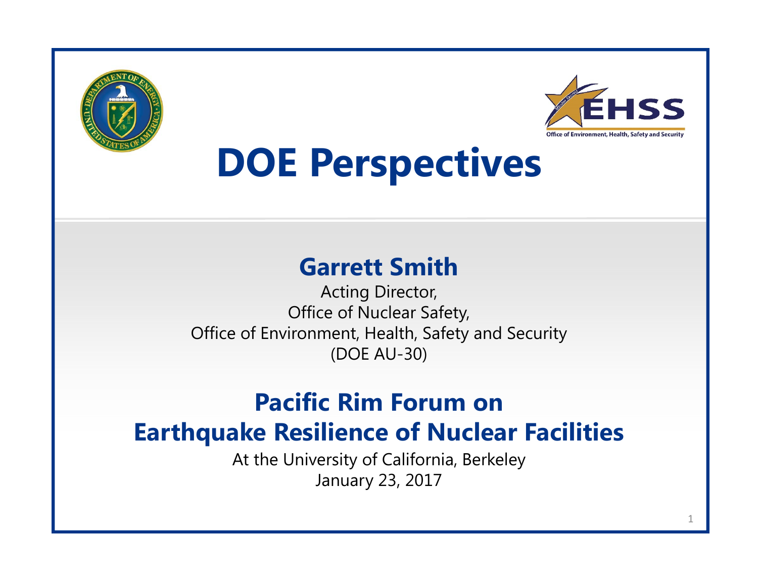# DOE Perspectives

## Garrett Smith

Acting Director,
Office of Nuclear Safety,
Office of Environment, Health, Safety and Security
(DOE AU-30)

## Pacific Rim Forum on Earthquake Resilience of Nuclear Facilities

At the University of California, Berkeley
January 23, 2017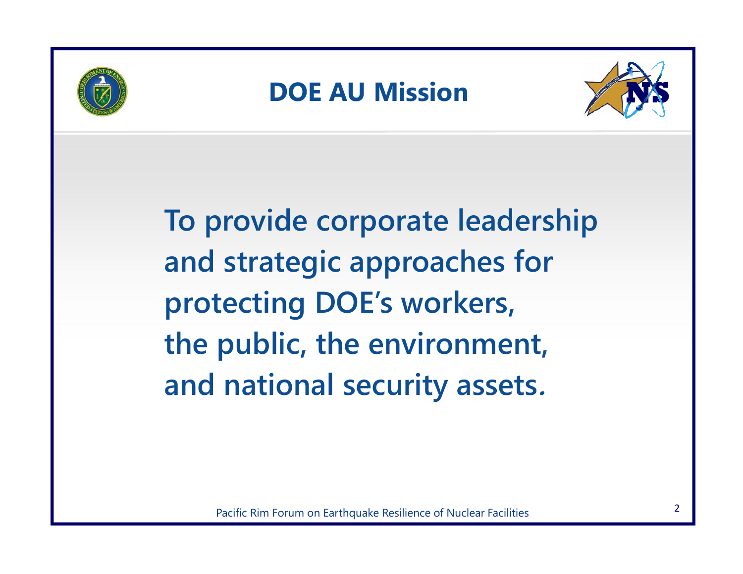# DOE AU Mission

**To provide corporate leadership and strategic approaches for protecting DOE's workers, the public, the environment, and national security assets.**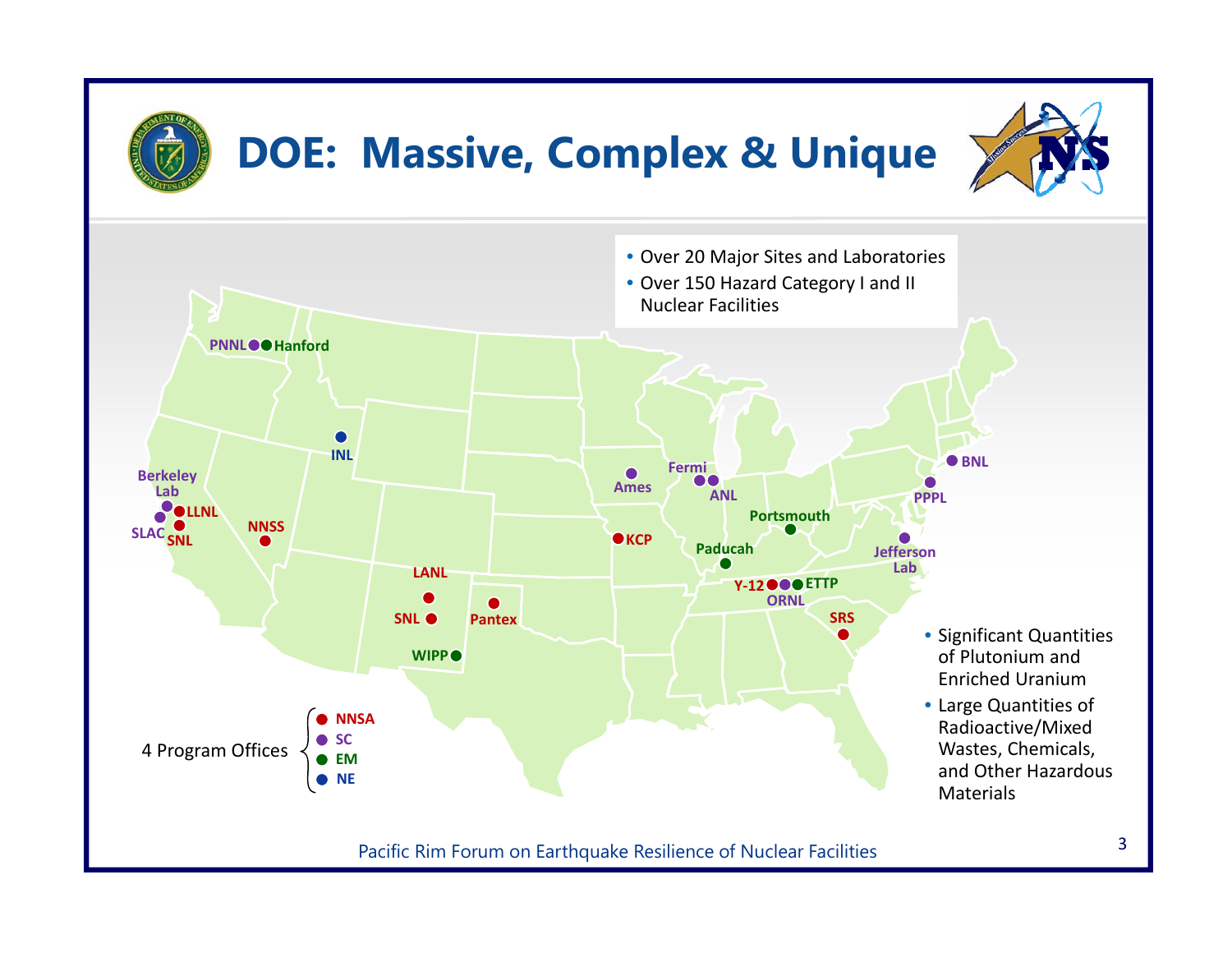# DOE: Massive, Complex & Unique

- Over 20 Major Sites and Laboratories
- Over 150 Hazard Category I and II Nuclear Facilities

PNNL, Hanford, INL, Berkeley Lab, LLNL, SLAC, SNL, NNSS, LANL, SNL, Pantex, WIPP, Ames, Fermi, ANL, KCP, Portsmouth, Paducah, Y-12, ORNL, ETTP, SRS, BNL, PPPL, Jefferson Lab

4 Program Offices

- NNSA
- SC
- EM
- NE

- Significant Quantities of Plutonium and Enriched Uranium
- Large Quantities of Radioactive/Mixed Wastes, Chemicals, and Other Hazardous Materials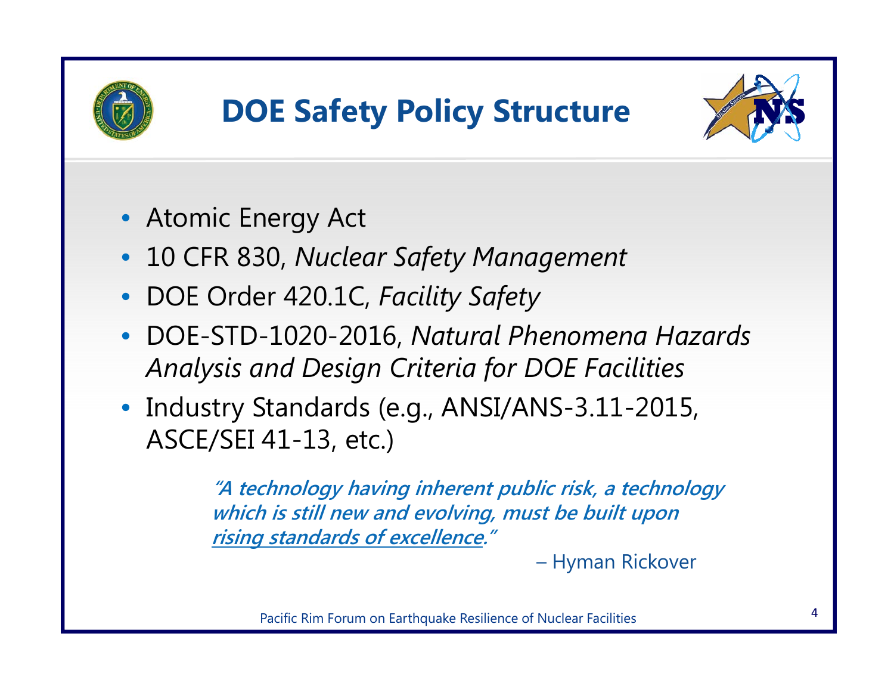# DOE Safety Policy Structure

- Atomic Energy Act
- 10 CFR 830, *Nuclear Safety Management*
- DOE Order 420.1C, *Facility Safety*
- DOE-STD-1020-2016, *Natural Phenomena Hazards Analysis and Design Criteria for DOE Facilities*
- Industry Standards (e.g., ANSI/ANS-3.11-2015, ASCE/SEI 41-13, etc.)

> ***"A technology having inherent public risk, a technology which is still new and evolving, must be built upon rising standards of excellence."***
>
> – Hyman Rickover

Pacific Rim Forum on Earthquake Resilience of Nuclear Facilities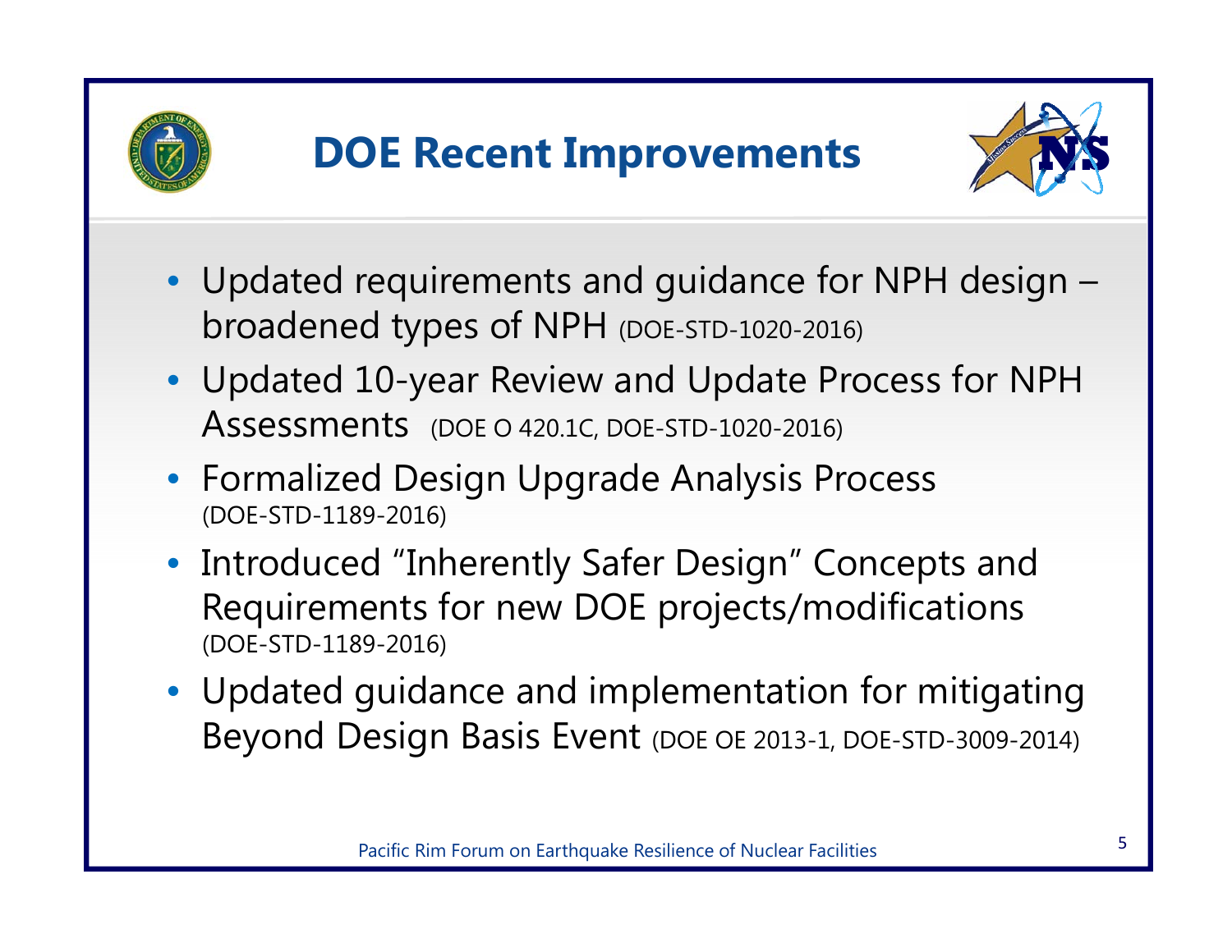# DOE Recent Improvements

- Updated requirements and guidance for NPH design – broadened types of NPH (DOE-STD-1020-2016)
- Updated 10-year Review and Update Process for NPH Assessments (DOE O 420.1C, DOE-STD-1020-2016)
- Formalized Design Upgrade Analysis Process (DOE-STD-1189-2016)
- Introduced "Inherently Safer Design" Concepts and Requirements for new DOE projects/modifications (DOE-STD-1189-2016)
- Updated guidance and implementation for mitigating Beyond Design Basis Event (DOE OE 2013-1, DOE-STD-3009-2014)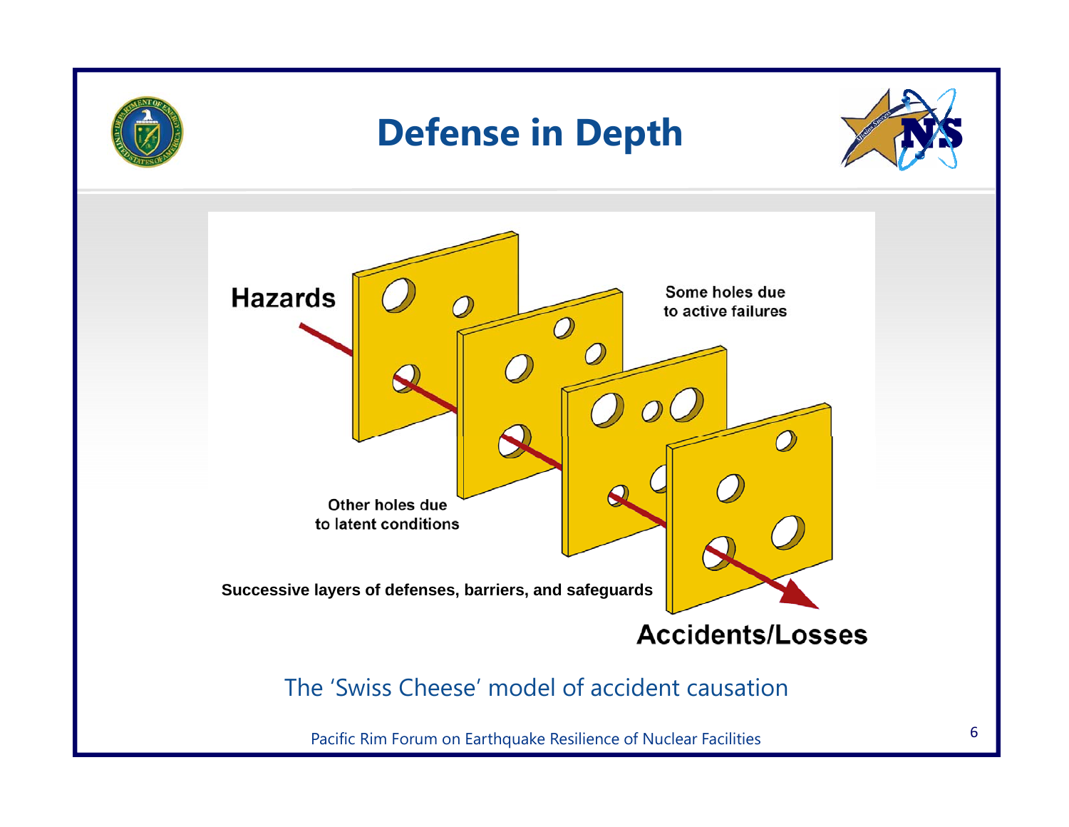# Defense in Depth

Hazards

Some holes due to active failures

Other holes due to latent conditions

Successive layers of defenses, barriers, and safeguards

Accidents/Losses

The 'Swiss Cheese' model of accident causation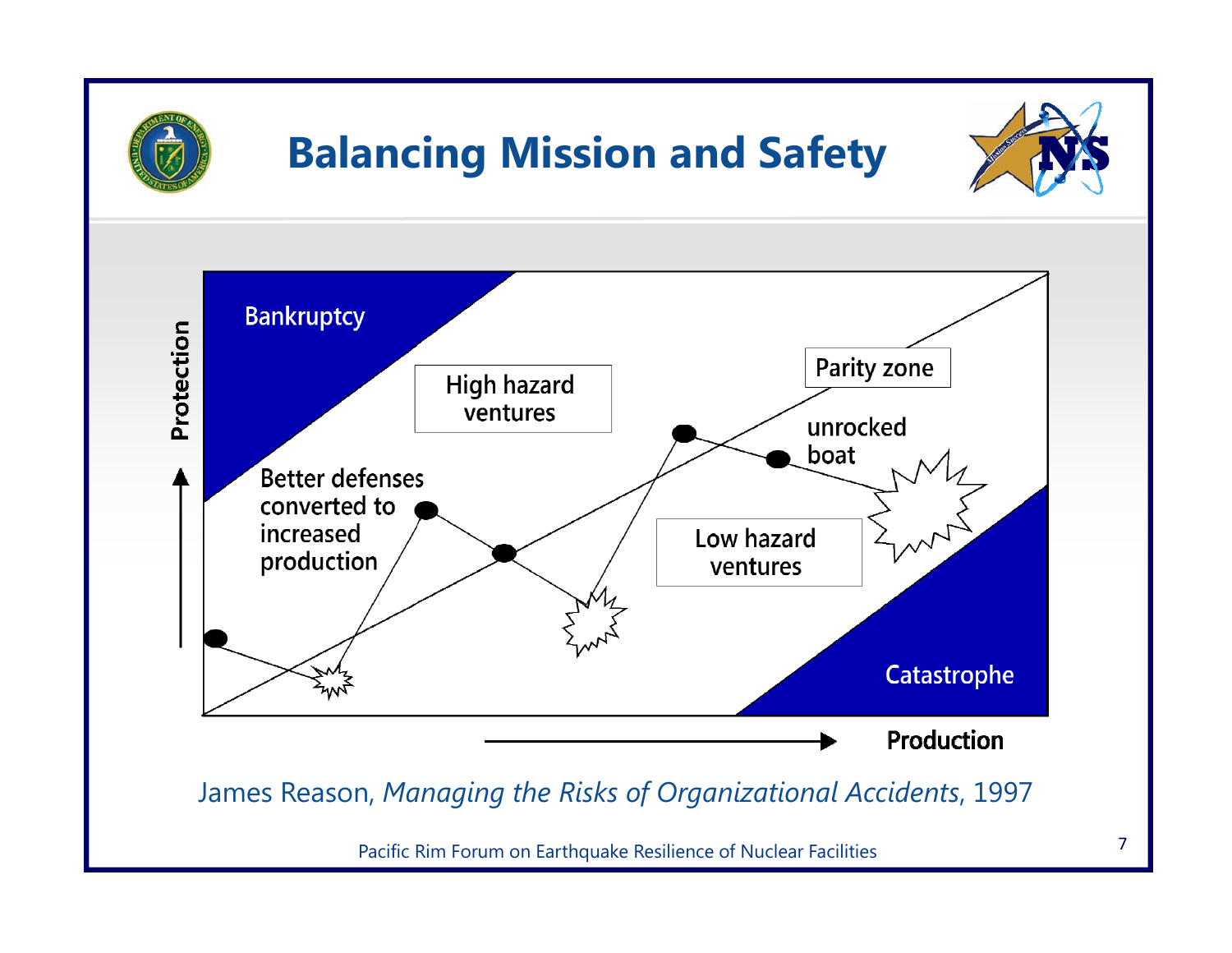# Balancing Mission and Safety

Protection

Bankruptcy

High hazard ventures

Parity zone

unrocked boat

Better defenses converted to increased production

Low hazard ventures

Catastrophe

Production

James Reason, *Managing the Risks of Organizational Accidents*, 1997

Pacific Rim Forum on Earthquake Resilience of Nuclear Facilities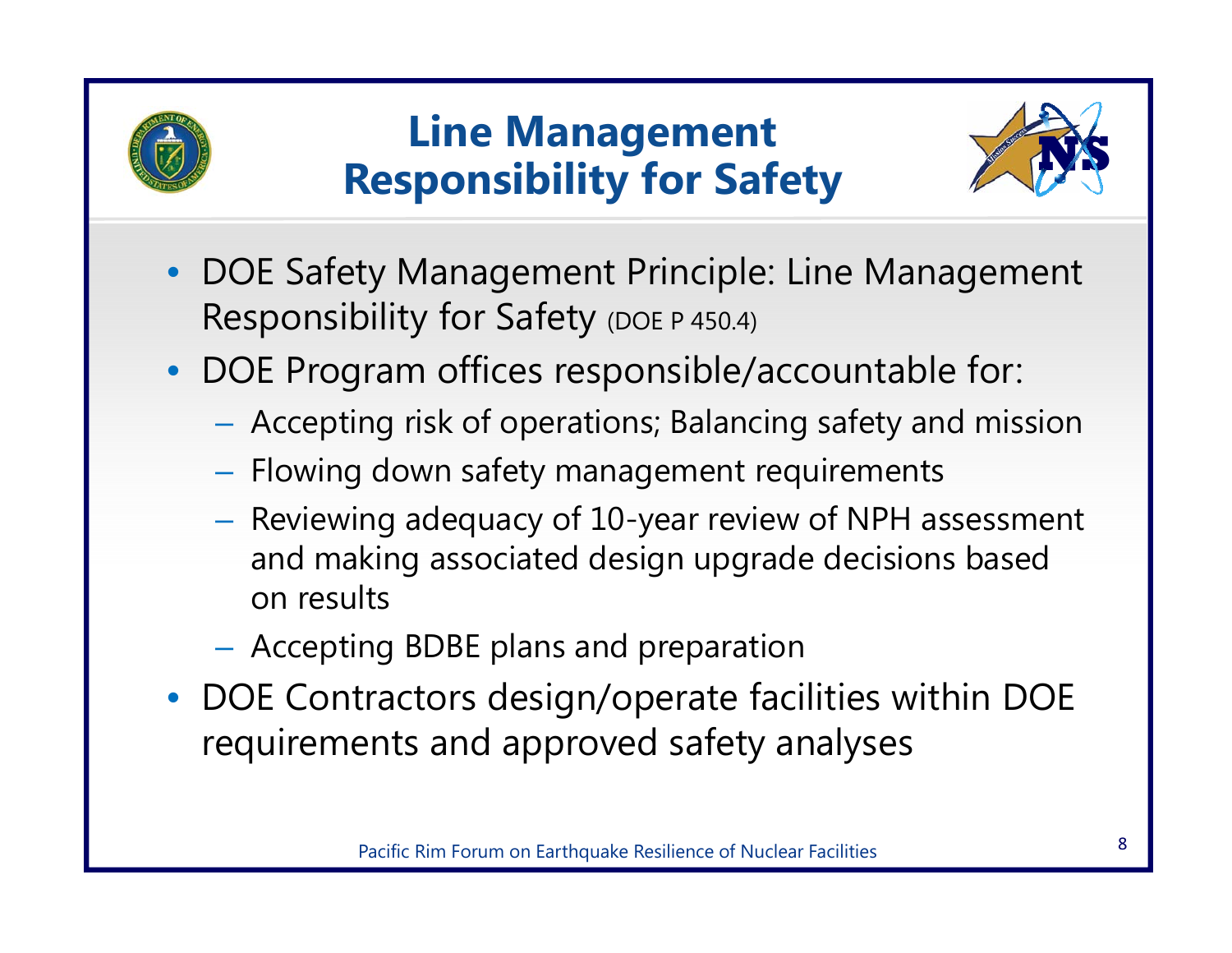# Line Management Responsibility for Safety

- DOE Safety Management Principle: Line Management Responsibility for Safety (DOE P 450.4)
- DOE Program offices responsible/accountable for:
  - Accepting risk of operations; Balancing safety and mission
  - Flowing down safety management requirements
  - Reviewing adequacy of 10-year review of NPH assessment and making associated design upgrade decisions based on results
  - Accepting BDBE plans and preparation
- DOE Contractors design/operate facilities within DOE requirements and approved safety analyses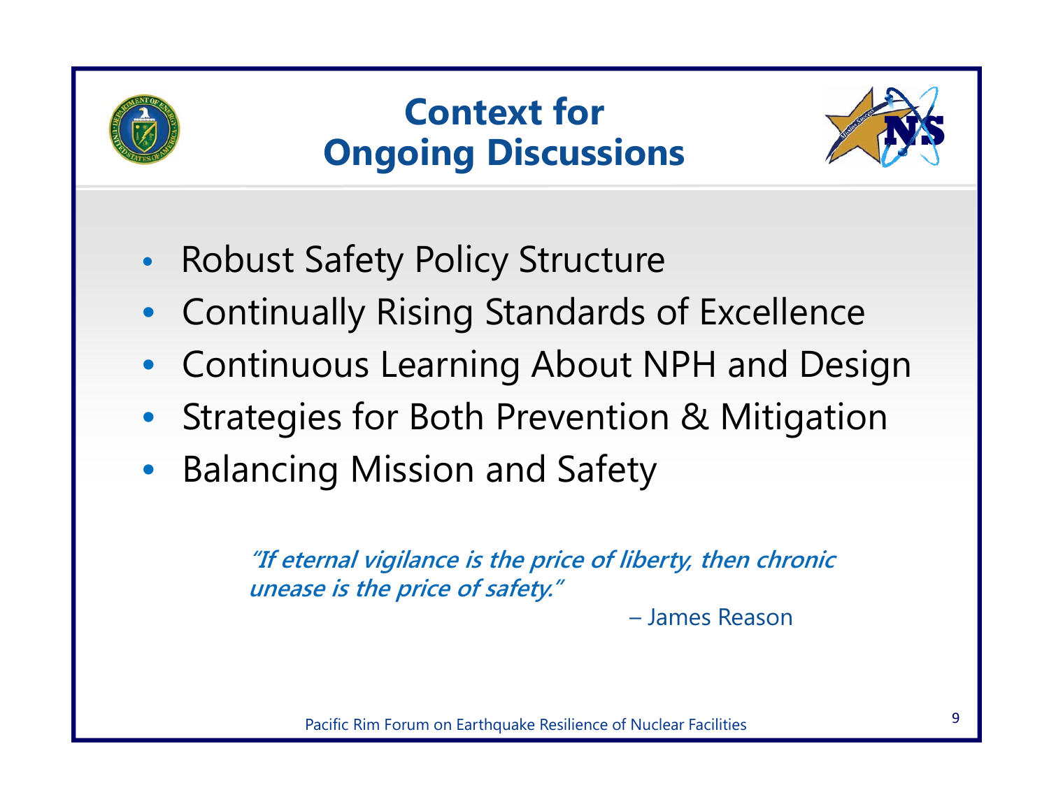# Context for Ongoing Discussions

- Robust Safety Policy Structure
- Continually Rising Standards of Excellence
- Continuous Learning About NPH and Design
- Strategies for Both Prevention & Mitigation
- Balancing Mission and Safety

***"If eternal vigilance is the price of liberty, then chronic unease is the price of safety."***

– James Reason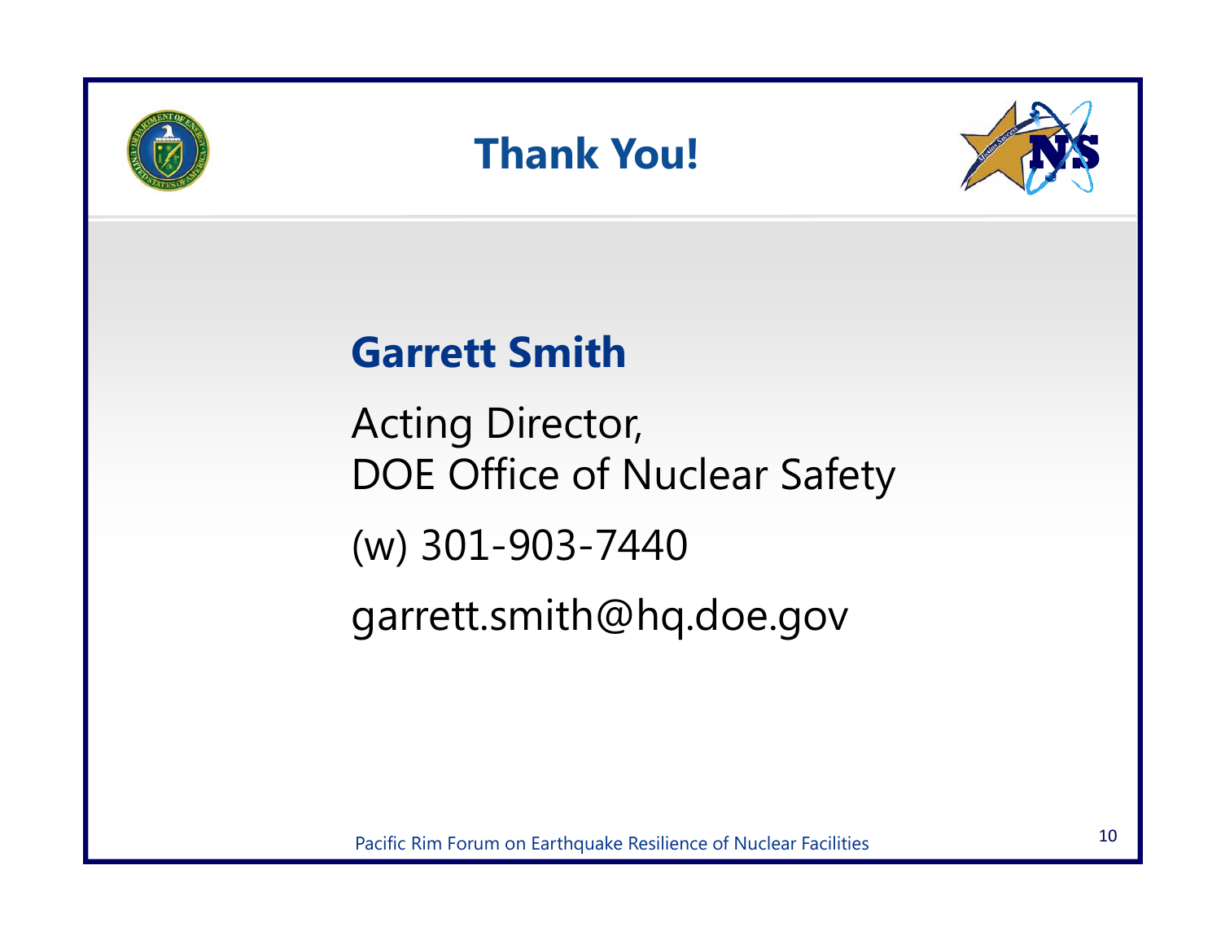# Thank You!

**Garrett Smith**

Acting Director,
DOE Office of Nuclear Safety

(w) 301-903-7440

garrett.smith@hq.doe.gov